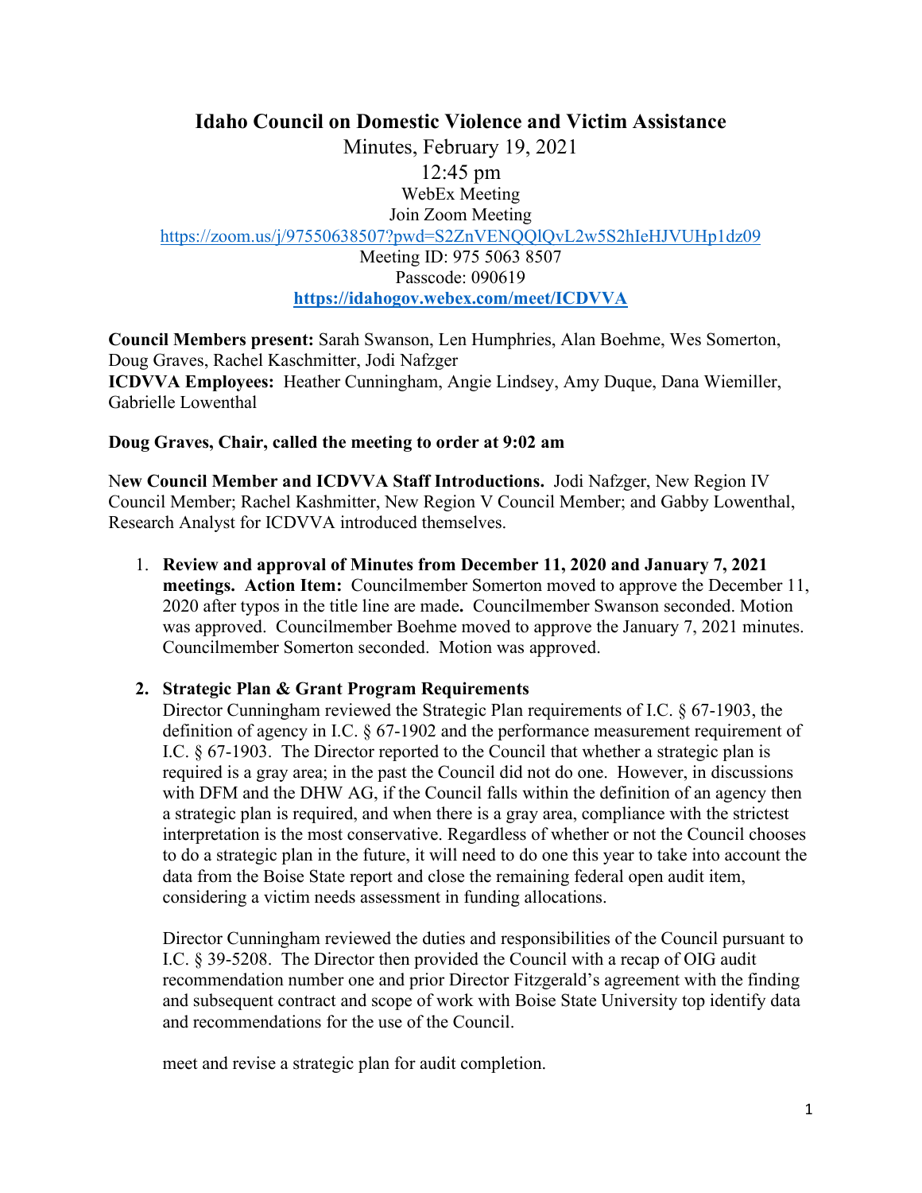# Idaho Council on Domestic Violence and Victim Assistance

Minutes, February 19, 2021

12:45 pm

WebEx Meeting

Join Zoom Meeting

https://zoom.us/j/97550638507?pwd=S2ZnVENQQlQvL2w5S2hIeHJVUHp1dz09

Meeting ID: 975 5063 8507

Passcode: 090619

**https://idahogov.webex.com/meet/ICDVVA**

**Council Members present:** Sarah Swanson, Len Humphries, Alan Boehme, Wes Somerton, Doug Graves, Rachel Kaschmitter, Jodi Nafzger

**ICDVVA Employees:** Heather Cunningham, Angie Lindsey, Amy Duque, Dana Wiemiller, Gabrielle Lowenthal

**Doug Graves, Chair, called the meeting to order at 9:02 am**

New **Council Member and ICDVVA Staff Introductions.** Jodi Nafzger, New Region IV Council Member; Rachel Kashmitter, New Region V Council Member; and Gabby Lowenthal, Research Analyst for ICDVVA introduced themselves.

1. **Review and approval of Minutes from December 11, 2020 and January 7, 2021 meetings. Action Item:** Councilmember Somerton moved to approve the December 11, 2020 after typos in the title line are made**.** Councilmember Swanson seconded. Motion was approved. Councilmember Boehme moved to approve the January 7, 2021 minutes. Councilmember Somerton seconded. Motion was approved.

2. **Strategic Plan & Grant Program Requirements**

   Director Cunningham reviewed the Strategic Plan requirements of I.C. § 67-1903, the definition of agency in I.C. § 67-1902 and the performance measurement requirement of I.C. § 67-1903. The Director reported to the Council that whether a strategic plan is required is a gray area; in the past the Council did not do one. However, in discussions with DFM and the DHW AG, if the Council falls within the definition of an agency then a strategic plan is required, and when there is a gray area, compliance with the strictest interpretation is the most conservative. Regardless of whether or not the Council chooses to do a strategic plan in the future, it will need to do one this year to take into account the data from the Boise State report and close the remaining federal open audit item, considering a victim needs assessment in funding allocations.

   Director Cunningham reviewed the duties and responsibilities of the Council pursuant to I.C. § 39-5208. The Director then provided the Council with a recap of OIG audit recommendation number one and prior Director Fitzgerald's agreement with the finding and subsequent contract and scope of work with Boise State University top identify data and recommendations for the use of the Council.

   meet and revise a strategic plan for audit completion.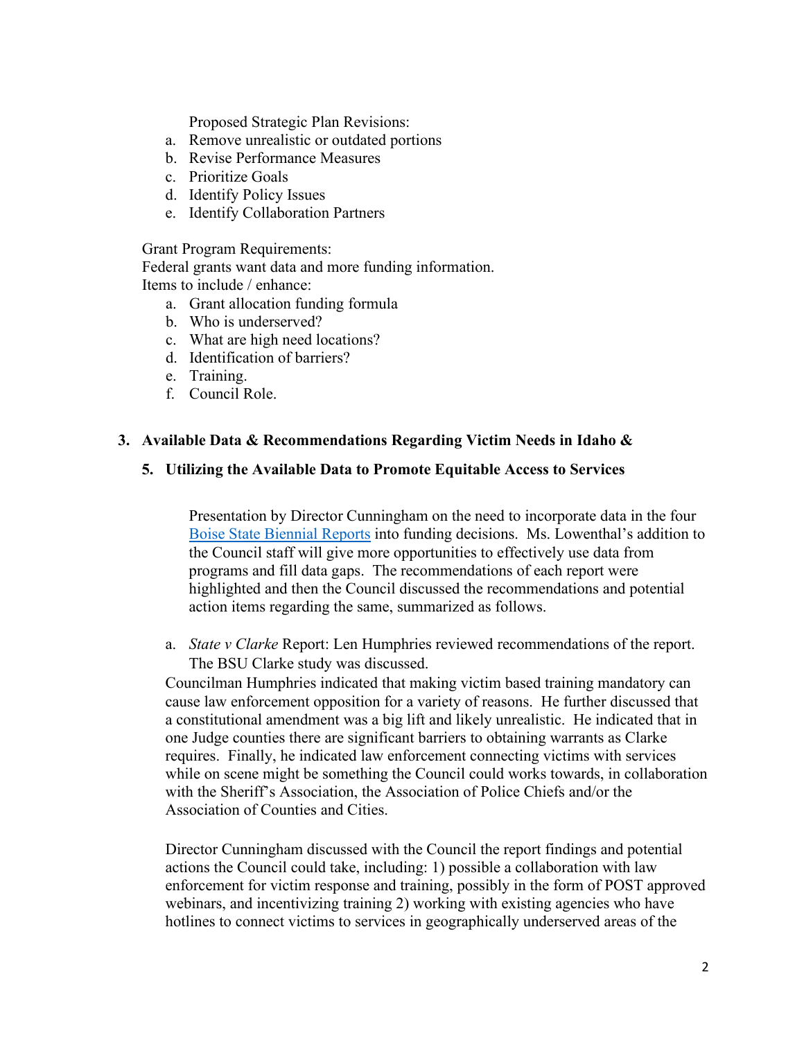Proposed Strategic Plan Revisions:

a. Remove unrealistic or outdated portions
b. Revise Performance Measures
c. Prioritize Goals
d. Identify Policy Issues
e. Identify Collaboration Partners

Grant Program Requirements:
Federal grants want data and more funding information.
Items to include / enhance:

a. Grant allocation funding formula
b. Who is underserved?
c. What are high need locations?
d. Identification of barriers?
e. Training.
f. Council Role.

**3. Available Data & Recommendations Regarding Victim Needs in Idaho &**

**5. Utilizing the Available Data to Promote Equitable Access to Services**

Presentation by Director Cunningham on the need to incorporate data in the four [Boise State Biennial Reports]() into funding decisions. Ms. Lowenthal's addition to the Council staff will give more opportunities to effectively use data from programs and fill data gaps. The recommendations of each report were highlighted and then the Council discussed the recommendations and potential action items regarding the same, summarized as follows.

a. *State v Clarke* Report: Len Humphries reviewed recommendations of the report. The BSU Clarke study was discussed.

Councilman Humphries indicated that making victim based training mandatory can cause law enforcement opposition for a variety of reasons. He further discussed that a constitutional amendment was a big lift and likely unrealistic. He indicated that in one Judge counties there are significant barriers to obtaining warrants as Clarke requires. Finally, he indicated law enforcement connecting victims with services while on scene might be something the Council could works towards, in collaboration with the Sheriff's Association, the Association of Police Chiefs and/or the Association of Counties and Cities.

Director Cunningham discussed with the Council the report findings and potential actions the Council could take, including: 1) possible a collaboration with law enforcement for victim response and training, possibly in the form of POST approved webinars, and incentivizing training 2) working with existing agencies who have hotlines to connect victims to services in geographically underserved areas of the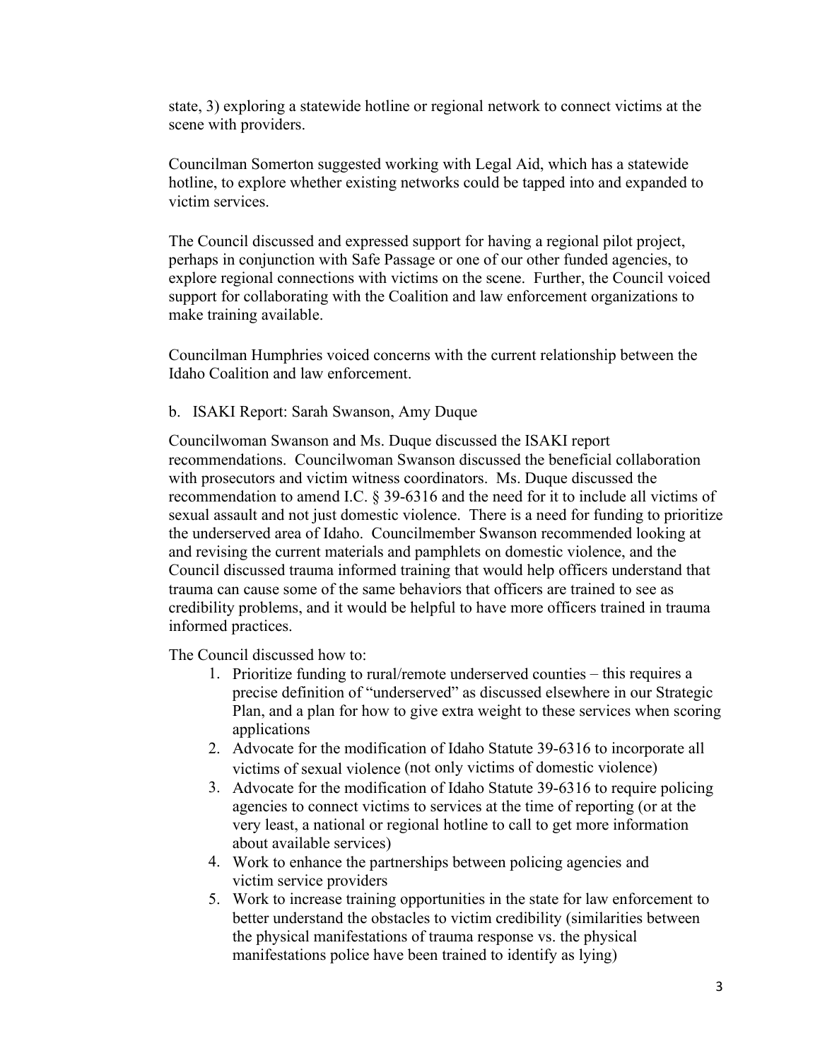state, 3) exploring a statewide hotline or regional network to connect victims at the scene with providers.

Councilman Somerton suggested working with Legal Aid, which has a statewide hotline, to explore whether existing networks could be tapped into and expanded to victim services.

The Council discussed and expressed support for having a regional pilot project, perhaps in conjunction with Safe Passage or one of our other funded agencies, to explore regional connections with victims on the scene. Further, the Council voiced support for collaborating with the Coalition and law enforcement organizations to make training available.

Councilman Humphries voiced concerns with the current relationship between the Idaho Coalition and law enforcement.

b. ISAKI Report: Sarah Swanson, Amy Duque

Councilwoman Swanson and Ms. Duque discussed the ISAKI report recommendations. Councilwoman Swanson discussed the beneficial collaboration with prosecutors and victim witness coordinators. Ms. Duque discussed the recommendation to amend I.C. § 39-6316 and the need for it to include all victims of sexual assault and not just domestic violence. There is a need for funding to prioritize the underserved area of Idaho. Councilmember Swanson recommended looking at and revising the current materials and pamphlets on domestic violence, and the Council discussed trauma informed training that would help officers understand that trauma can cause some of the same behaviors that officers are trained to see as credibility problems, and it would be helpful to have more officers trained in trauma informed practices.

The Council discussed how to:

1. Prioritize funding to rural/remote underserved counties – this requires a precise definition of "underserved" as discussed elsewhere in our Strategic Plan, and a plan for how to give extra weight to these services when scoring applications
2. Advocate for the modification of Idaho Statute 39-6316 to incorporate all victims of sexual violence (not only victims of domestic violence)
3. Advocate for the modification of Idaho Statute 39-6316 to require policing agencies to connect victims to services at the time of reporting (or at the very least, a national or regional hotline to call to get more information about available services)
4. Work to enhance the partnerships between policing agencies and victim service providers
5. Work to increase training opportunities in the state for law enforcement to better understand the obstacles to victim credibility (similarities between the physical manifestations of trauma response vs. the physical manifestations police have been trained to identify as lying)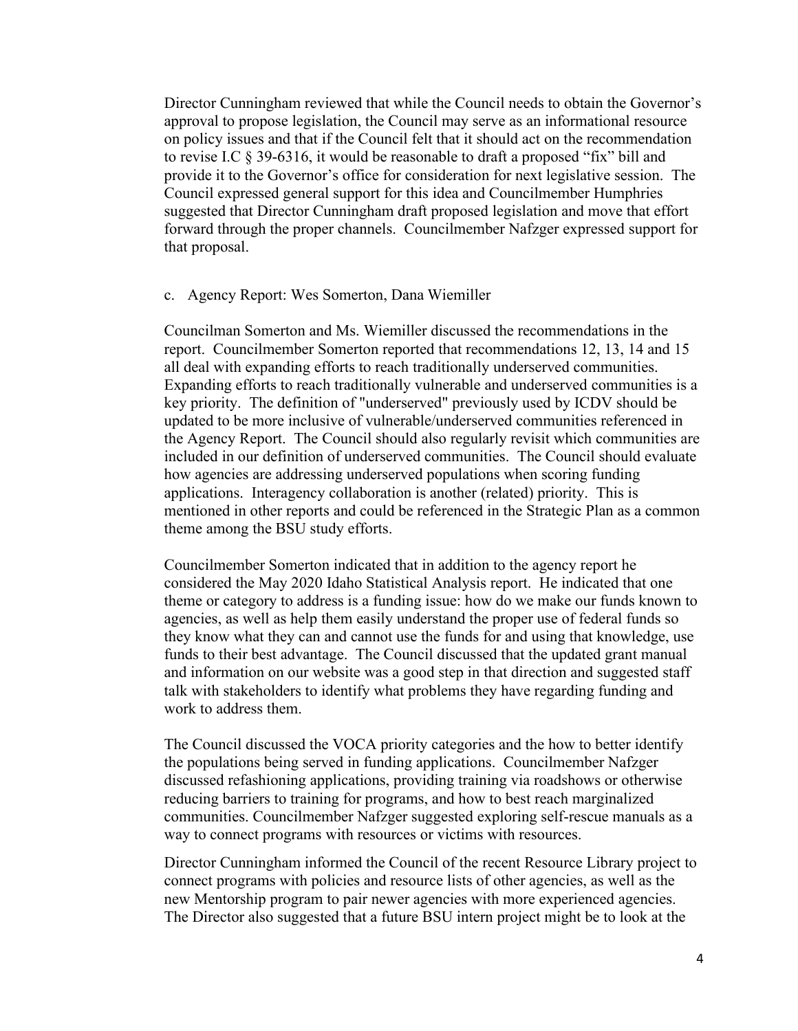Director Cunningham reviewed that while the Council needs to obtain the Governor's approval to propose legislation, the Council may serve as an informational resource on policy issues and that if the Council felt that it should act on the recommendation to revise I.C § 39-6316, it would be reasonable to draft a proposed "fix" bill and provide it to the Governor's office for consideration for next legislative session. The Council expressed general support for this idea and Councilmember Humphries suggested that Director Cunningham draft proposed legislation and move that effort forward through the proper channels. Councilmember Nafzger expressed support for that proposal.

c. Agency Report: Wes Somerton, Dana Wiemiller

Councilman Somerton and Ms. Wiemiller discussed the recommendations in the report. Councilmember Somerton reported that recommendations 12, 13, 14 and 15 all deal with expanding efforts to reach traditionally underserved communities. Expanding efforts to reach traditionally vulnerable and underserved communities is a key priority. The definition of "underserved" previously used by ICDV should be updated to be more inclusive of vulnerable/underserved communities referenced in the Agency Report. The Council should also regularly revisit which communities are included in our definition of underserved communities. The Council should evaluate how agencies are addressing underserved populations when scoring funding applications. Interagency collaboration is another (related) priority. This is mentioned in other reports and could be referenced in the Strategic Plan as a common theme among the BSU study efforts.

Councilmember Somerton indicated that in addition to the agency report he considered the May 2020 Idaho Statistical Analysis report. He indicated that one theme or category to address is a funding issue: how do we make our funds known to agencies, as well as help them easily understand the proper use of federal funds so they know what they can and cannot use the funds for and using that knowledge, use funds to their best advantage. The Council discussed that the updated grant manual and information on our website was a good step in that direction and suggested staff talk with stakeholders to identify what problems they have regarding funding and work to address them.

The Council discussed the VOCA priority categories and the how to better identify the populations being served in funding applications. Councilmember Nafzger discussed refashioning applications, providing training via roadshows or otherwise reducing barriers to training for programs, and how to best reach marginalized communities. Councilmember Nafzger suggested exploring self-rescue manuals as a way to connect programs with resources or victims with resources.

Director Cunningham informed the Council of the recent Resource Library project to connect programs with policies and resource lists of other agencies, as well as the new Mentorship program to pair newer agencies with more experienced agencies. The Director also suggested that a future BSU intern project might be to look at the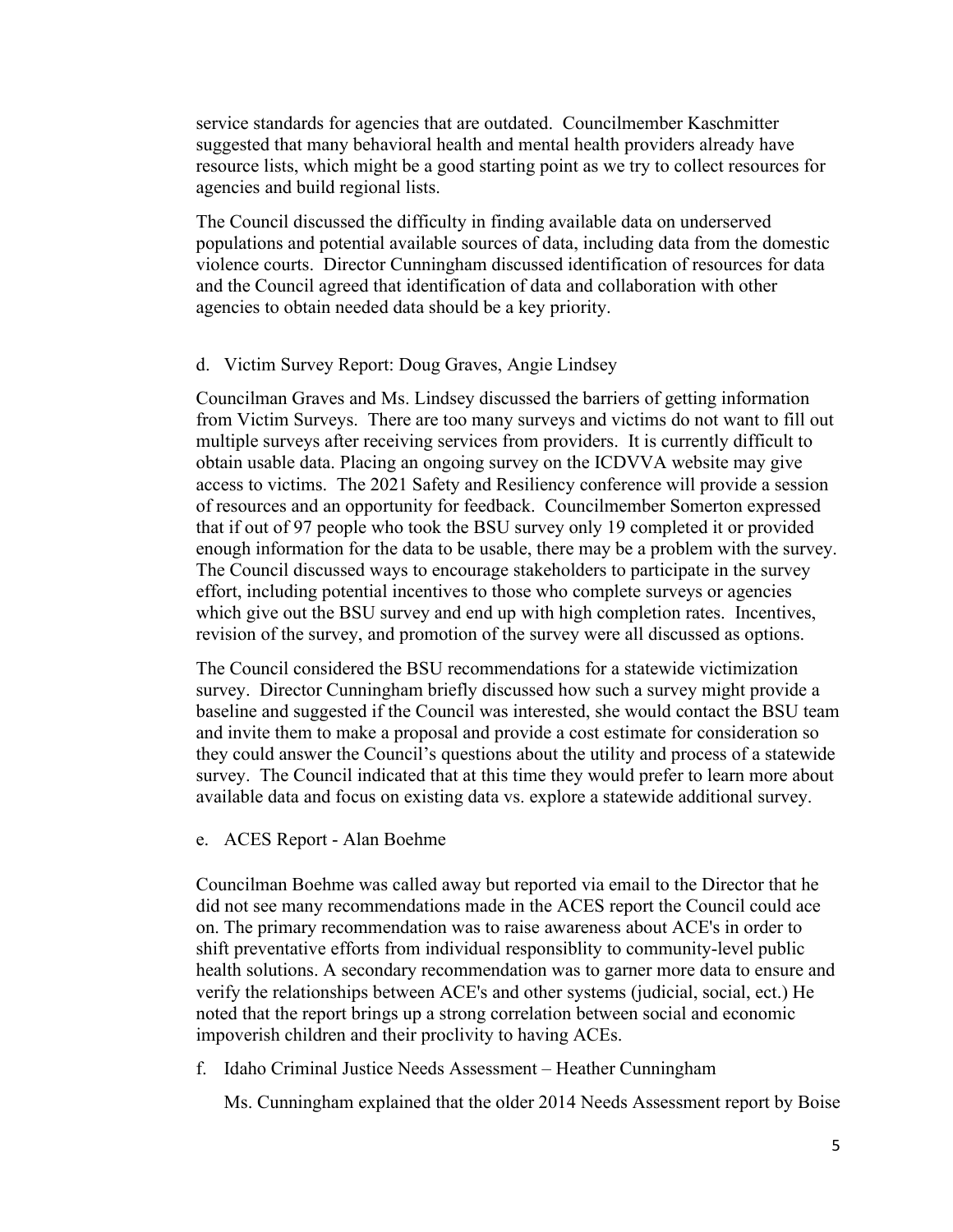service standards for agencies that are outdated. Councilmember Kaschmitter suggested that many behavioral health and mental health providers already have resource lists, which might be a good starting point as we try to collect resources for agencies and build regional lists.

The Council discussed the difficulty in finding available data on underserved populations and potential available sources of data, including data from the domestic violence courts. Director Cunningham discussed identification of resources for data and the Council agreed that identification of data and collaboration with other agencies to obtain needed data should be a key priority.

d. Victim Survey Report: Doug Graves, Angie Lindsey

Councilman Graves and Ms. Lindsey discussed the barriers of getting information from Victim Surveys. There are too many surveys and victims do not want to fill out multiple surveys after receiving services from providers. It is currently difficult to obtain usable data. Placing an ongoing survey on the ICDVVA website may give access to victims. The 2021 Safety and Resiliency conference will provide a session of resources and an opportunity for feedback. Councilmember Somerton expressed that if out of 97 people who took the BSU survey only 19 completed it or provided enough information for the data to be usable, there may be a problem with the survey. The Council discussed ways to encourage stakeholders to participate in the survey effort, including potential incentives to those who complete surveys or agencies which give out the BSU survey and end up with high completion rates. Incentives, revision of the survey, and promotion of the survey were all discussed as options.

The Council considered the BSU recommendations for a statewide victimization survey. Director Cunningham briefly discussed how such a survey might provide a baseline and suggested if the Council was interested, she would contact the BSU team and invite them to make a proposal and provide a cost estimate for consideration so they could answer the Council's questions about the utility and process of a statewide survey. The Council indicated that at this time they would prefer to learn more about available data and focus on existing data vs. explore a statewide additional survey.

e. ACES Report - Alan Boehme

Councilman Boehme was called away but reported via email to the Director that he did not see many recommendations made in the ACES report the Council could ace on. The primary recommendation was to raise awareness about ACE's in order to shift preventative efforts from individual responsiblity to community-level public health solutions. A secondary recommendation was to garner more data to ensure and verify the relationships between ACE's and other systems (judicial, social, ect.) He noted that the report brings up a strong correlation between social and economic impoverish children and their proclivity to having ACEs.

f. Idaho Criminal Justice Needs Assessment – Heather Cunningham

Ms. Cunningham explained that the older 2014 Needs Assessment report by Boise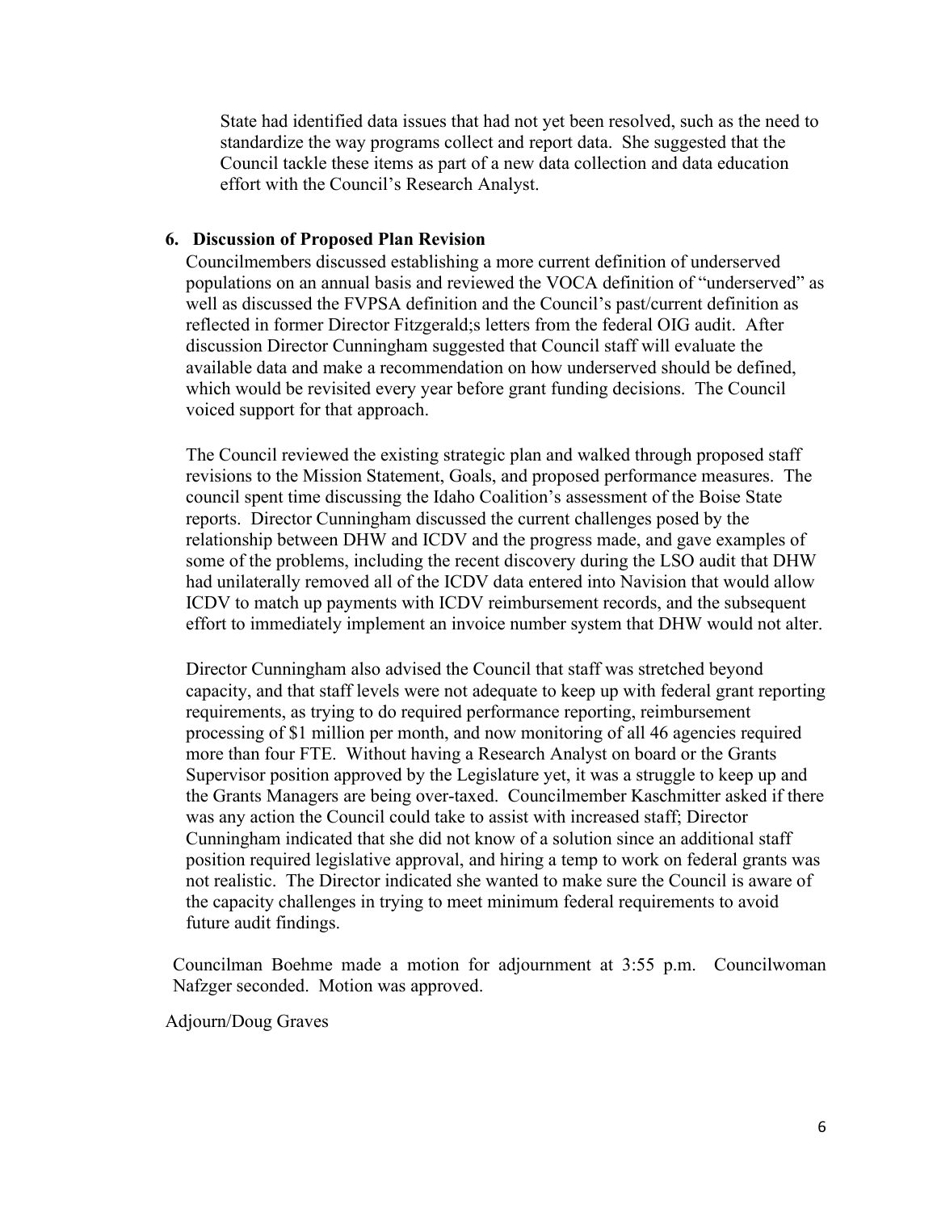State had identified data issues that had not yet been resolved, such as the need to standardize the way programs collect and report data. She suggested that the Council tackle these items as part of a new data collection and data education effort with the Council's Research Analyst.

**6. Discussion of Proposed Plan Revision**

Councilmembers discussed establishing a more current definition of underserved populations on an annual basis and reviewed the VOCA definition of "underserved" as well as discussed the FVPSA definition and the Council's past/current definition as reflected in former Director Fitzgerald;s letters from the federal OIG audit. After discussion Director Cunningham suggested that Council staff will evaluate the available data and make a recommendation on how underserved should be defined, which would be revisited every year before grant funding decisions. The Council voiced support for that approach.

The Council reviewed the existing strategic plan and walked through proposed staff revisions to the Mission Statement, Goals, and proposed performance measures. The council spent time discussing the Idaho Coalition's assessment of the Boise State reports. Director Cunningham discussed the current challenges posed by the relationship between DHW and ICDV and the progress made, and gave examples of some of the problems, including the recent discovery during the LSO audit that DHW had unilaterally removed all of the ICDV data entered into Navision that would allow ICDV to match up payments with ICDV reimbursement records, and the subsequent effort to immediately implement an invoice number system that DHW would not alter.

Director Cunningham also advised the Council that staff was stretched beyond capacity, and that staff levels were not adequate to keep up with federal grant reporting requirements, as trying to do required performance reporting, reimbursement processing of $1 million per month, and now monitoring of all 46 agencies required more than four FTE. Without having a Research Analyst on board or the Grants Supervisor position approved by the Legislature yet, it was a struggle to keep up and the Grants Managers are being over-taxed. Councilmember Kaschmitter asked if there was any action the Council could take to assist with increased staff; Director Cunningham indicated that she did not know of a solution since an additional staff position required legislative approval, and hiring a temp to work on federal grants was not realistic. The Director indicated she wanted to make sure the Council is aware of the capacity challenges in trying to meet minimum federal requirements to avoid future audit findings.

Councilman Boehme made a motion for adjournment at 3:55 p.m. Councilwoman Nafzger seconded. Motion was approved.

Adjourn/Doug Graves